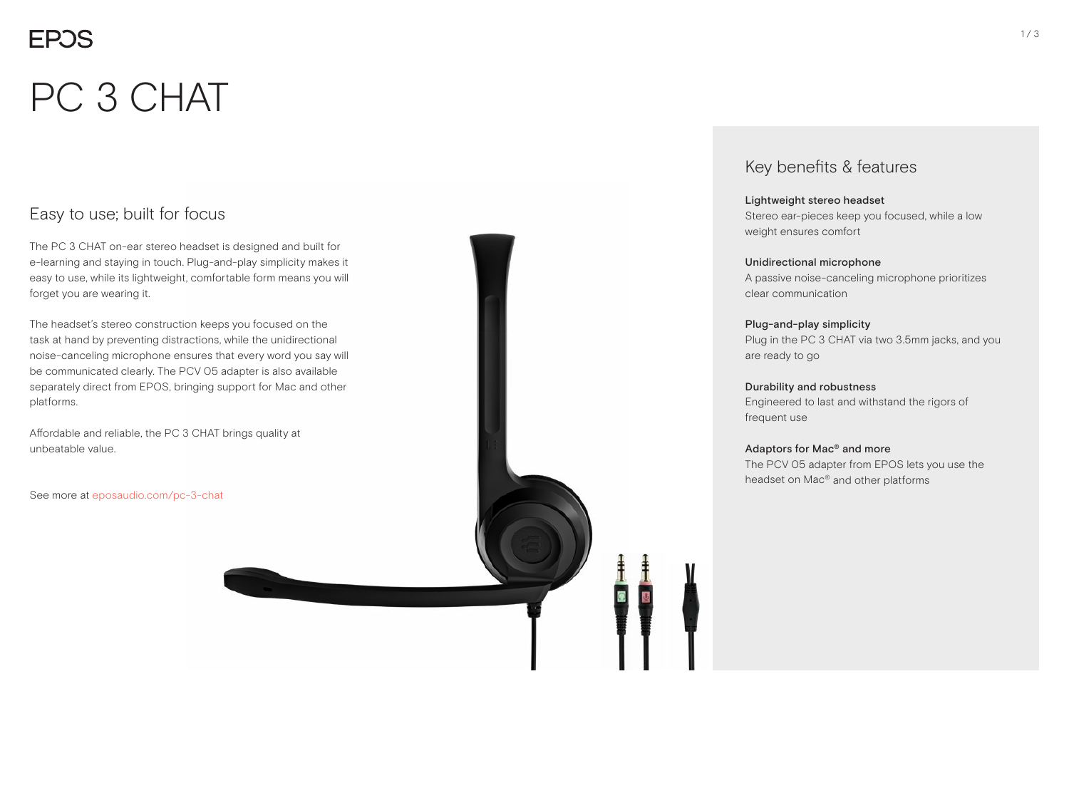EPOS

# PC 3 CHAT

## Easy to use; built for focus

The PC 3 CHAT on-ear stereo headset is designed and built for e-learning and staying in touch. Plug-and-play simplicity makes it easy to use, while its lightweight, comfortable form means you will forget you are wearing it.

The headset's stereo construction keeps you focused on the task at hand by preventing distractions, while the unidirectional noise-canceling microphone ensures that every word you say will be communicated clearly. The PCV 05 adapter is also available separately direct from EPOS, bringing support for Mac and other platforms.

Affordable and reliable, the PC 3 CHAT brings quality at unbeatable value.

See more at eposaudio.com/pc-3-chat

## Key benefits & features

**Lightweight stereo headset**
Stereo ear-pieces keep you focused, while a low weight ensures comfort

**Unidirectional microphone**
A passive noise-canceling microphone prioritizes clear communication

**Plug-and-play simplicity**
Plug in the PC 3 CHAT via two 3.5mm jacks, and you are ready to go

**Durability and robustness**
Engineered to last and withstand the rigors of frequent use

**Adaptors for Mac® and more**
The PCV 05 adapter from EPOS lets you use the headset on Mac® and other platforms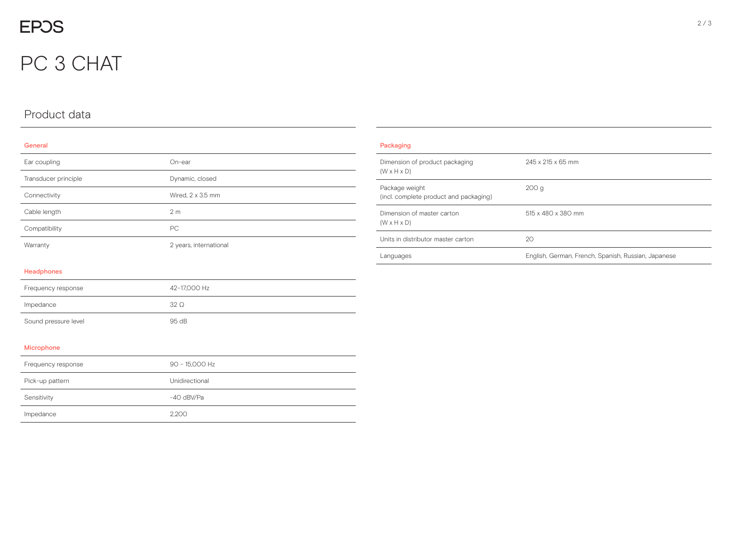# PC 3 CHAT

## Product data

### General

| | |
|---|---|
| Ear coupling | On-ear |
| Transducer principle | Dynamic, closed |
| Connectivity | Wired, 2 x 3.5 mm |
| Cable length | 2 m |
| Compatibility | PC |
| Warranty | 2 years, international |

### Headphones

| | |
|---|---|
| Frequency response | 42–17,000 Hz |
| Impedance | 32 Ω |
| Sound pressure level | 95 dB |

### Microphone

| | |
|---|---|
| Frequency response | 90 – 15,000 Hz |
| Pick-up pattern | Unidirectional |
| Sensitivity | -40 dBV/Pa |
| Impedance | 2,200 |

### Packaging

| | |
|---|---|
| Dimension of product packaging (W x H x D) | 245 x 215 x 65 mm |
| Package weight (incl. complete product and packaging) | 200 g |
| Dimension of master carton (W x H x D) | 515 x 480 x 380 mm |
| Units in distributor master carton | 20 |
| Languages | English, German, French, Spanish, Russian, Japanese |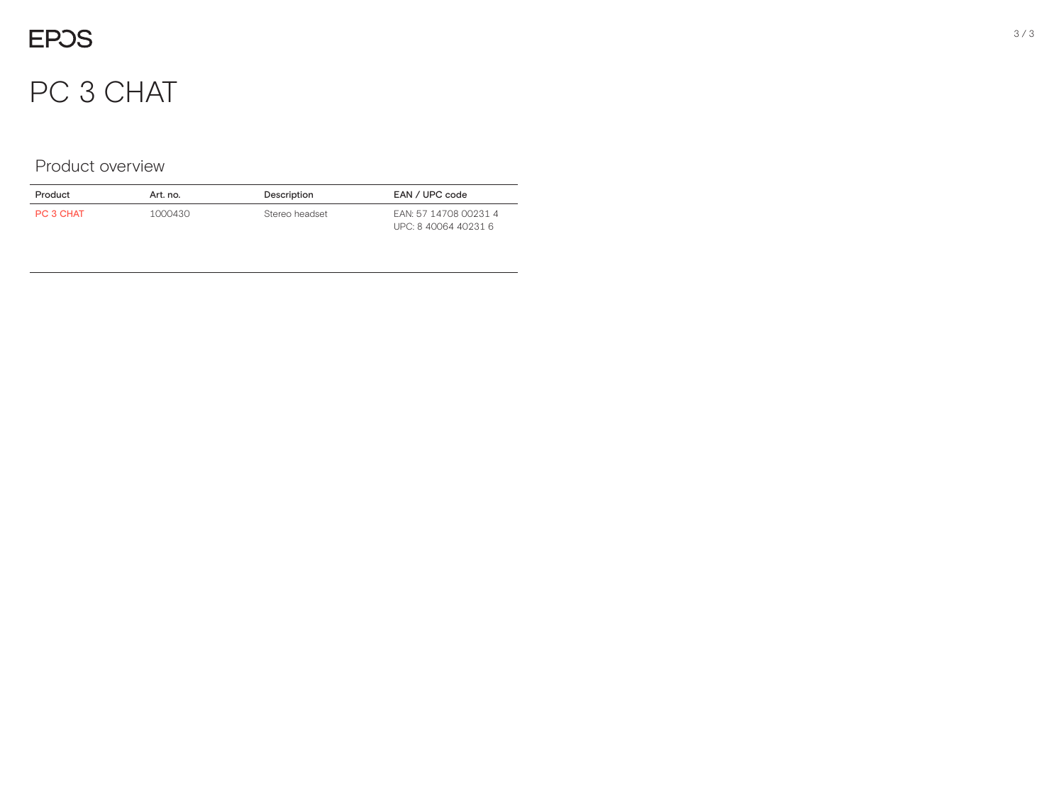EPOS

# PC 3 CHAT

## Product overview

| Product | Art. no. | Description | EAN / UPC code |
|---|---|---|---|
| PC 3 CHAT | 1000430 | Stereo headset | EAN: 57 14708 00231 4<br>UPC: 8 40064 40231 6 |